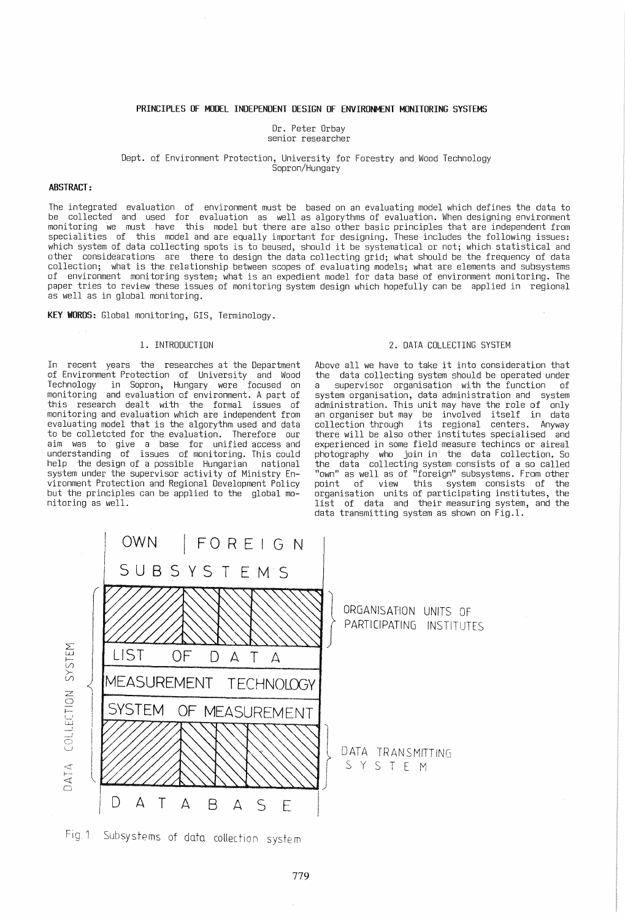# PRINCIPLES OF MODEL INDEPENDENT DESIGN OF ENVIRONMENT MONITORING SYSTEMS

Dr. Peter Orbay
senior researcher

Dept. of Environment Protection, University for Forestry and Wood Technology
Sopron/Hungary

**ABSTRACT:**

The integrated evaluation of environment must be based on an evaluating model which defines the data to be collected and used for evaluation as well as algorythms of evaluation. When designing environment monitoring we must have this model but there are also other basic principles that are independent from specialities of this model and are equally important for designing. These includes the following issues: which system of data collecting spots is to beused, should it be systematical or not; which statistical and other considearations are there to design the data collecting grid; what should be the frequency of data collection; what is the relationship between scopes of evaluating models; what are elements and subsystems of environment monitoring system; what is an expedient model for data base of environment monitoring. The paper tries to review these issues of monitoring system design which hopefully can be applied in regional as well as in global monitoring.

**KEY WORDS:** Global monitoring, GIS, Terminology.

## 1. INTRODUCTION

In recent years the researches at the Department of Environment Protection of University and Wood Technology in Sopron, Hungary were focused on monitoring and evaluation of environment. A part of this research dealt with the formal issues of monitoring and evaluation which are independent from evaluating model that is the algorythm used and data to be colletcted for the evaluation. Therefore our aim was to give a base for unified access and understanding of issues of monitoring. This could help the design of a possible Hungarian national system under the supervisor activity of Ministry Environment Protection and Regional Development Policy but the principles can be applied to the global monitoring as well.

## 2. DATA COLLECTING SYSTEM

Above all we have to take it into consideration that the data collecting system should be operated under a supervisor organisation with the function of system organisation, data administration and system administration. This unit may have the role of only an organiser but may be involved itself in data collection through its regional centers. Anyway there will be also other institutes specialised and experienced in some field measure techincs or aireal photography who join in the data collection. So the data collecting system consists of a so called "own" as well as of "foreign" subsystems. From other point of view this system consists of the organisation units of participating institutes, the list of data and their measuring system, and the data transmitting system as shown on Fig.1.

| DATA COLLECTION SYSTEM | OWN \| FOREIGN SUBSYSTEMS | |
|---|---|---|
| | (hatched) | ORGANISATION UNITS OF PARTICIPATING INSTITUTES |
| | LIST OF DATA | |
| | MEASUREMENT TECHNOLOGY | |
| | SYSTEM OF MEASUREMENT | |
| | (hatched) | DATA TRANSMITTING SYSTEM |
| | DATABASE | |

Fig.1 Subsystems of data collection system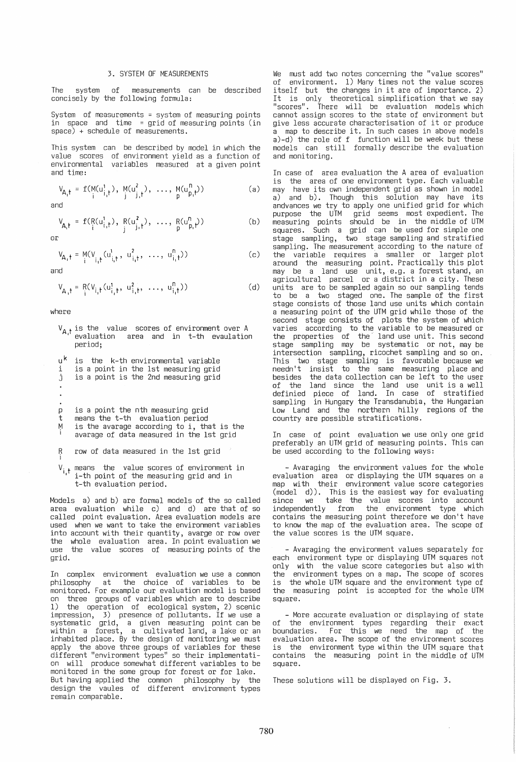## 3. SYSTEM OF MEASUREMENTS

The system of measurements can be described concisely by the following formula:

System of measurements = system of measuring points in space and time = grid of measuring points (in space) + schedule of measurements.

This system can be described by model in which the value scores of environment yield as a function of environmental variables measured at a given point and time:

$$V_{A,t} = f(M_i(u^1_{i,t}),\ M_j(u^2_{j,t}),\ \ldots,\ M_p(u^n_{p,t})) \tag{a}$$

and

$$V_{A,t} = f(R_i(u^1_{i,t}),\ R_j(u^2_{j,t}),\ \ldots,\ R_p(u^n_{p,t})) \tag{b}$$

or

$$V_{A,t} = M_i(V_{i,t}(u^1_{i,t},\ u^2_{i,t},\ \ldots,\ u^n_{i,t})) \tag{c}$$

and

$$V_{A,t} = R_i(V_{i,t}(u^1_{i,t},\ u^2_{i,t},\ \ldots,\ u^n_{i,t})) \tag{d}$$

where

- $V_{A,t}$ is the value scores of environment over A evaluation area and in t-th evaluation period;
- $u^k$ is the k-th environmental variable
- $i$ is a point in the 1st measuring grid
- $j$ is a point is the 2nd measuring grid
- .
- .
- .
- $p$ is a point the nth measuring grid
- $t$ means the t-th evaluation period
- $M_i$ is the avarage according to i, that is the avarage of data measured in the 1st grid
- $R_i$ row of data measured in the 1st grid
- $V_{i,t}$ means the value scores of environment in i-th point of the measuring grid and in t-th evaluation period.

Models a) and b) are formal models of the so called area evaluation while c) and d) are that of so called point evaluation. Area evaluation models are used when we want to take the environment variables into account with their quantity, avarge or row over the whole evaluation area. In point evaluation we use the value scores of measuring points of the grid.

In complex environment evaluation we use a common philosophy at the choice of variables to be monitored. For example our evaluation model is based on three groups of variables which are to describe 1) the operation of ecological system, 2) scenic impression, 3) presence of pollutants. If we use a systematic grid, a given measuring point can be within a forest, a cultivated land, a lake or an inhabited place. By the design of monitoring we must apply the above three groups of variables for these different "environment types" so their implementation will produce somewhat different variables to be monitored in the some group for forest or for lake. But having applied the common philosophy by the design the vaules of different environment types remain comparable.

We must add two notes concerning the "value scores" of environment. 1) Many times not the value scores itself but the changes in it are of importance. 2) It is only theoretical simplification that we say "scores". There will be evaluation models which cannot assign scores to the state of environment but give less accurate characterisation of it or produce a map to describe it. In such cases in above models a)-d) the role of f function will be week but these models can still formally describe the evaluation and monitoring.

In case of area evaluation the A area of evaluation is the area of one environment type. Each valuable may have its own independent grid as shown in model a) and b). Though this solution may have its andvances we try to apply one unified grid for which purpose the UTM grid seems most expedient. The measuring points should be in the middle of UTM squares. Such a grid can be used for simple one stage sampling, two stage sampling and stratified sampling. The measurement according to the nature of the variable requires a smaller or larger plot around the measuring point. Practically this plot may be a land use unit, e.g. a forest stand, an agricultural parcel or a district in a city. These units are to be sampled again so our sampling tends to be a two staged one. The sample of the first stage consists of those land use units which contain a measuring point of the UTM grid while those of the second stage consists of plots the system of which varies according to the variable to be measured or the properties of the land use unit. This second stage sampling may be systematic or not, may be intersection sampling, ricochet sampling and so on. This two stage sampling is favorable because we needn't insist to the same measuring place and besides the data collection can be left to the user of the land since the land use unit is a well definied piece of land. In case of stratified sampling in Hungary the Transdanubia, the Hungarian Low Land and the northern hilly regions of the country are possible stratifications.

In case of point evaluation we use only one grid preferably an UTM grid of measuring points. This can be used according to the following ways:

- Avaraging the environment values for the whole evaluation area or displaying the UTM squares on a map with their environment value score categories (model d)). This is the easiest way for evaluating since we take the value scores into account independently from the environment type which contains the measuring point therefore we don't have to know the map of the evaluation area. The scope of the value scores is the UTM square.

- Avaraging the environment values separately for each environment type or displaying UTM squares not only with the value score categories but also with the environment types on a map. The scope of scores is the whole UTM square and the environment type of the measuring point is accepted for the whole UTM square.

- More accurate evaluation or displaying of state of the environment types regarding their exact boundaries. For this we need the map of the evaluation area. The scope of the environment scores is the environment type within the UTM square that contains the measuring point in the middle of UTM square.

These solutions will be displayed on Fig. 3.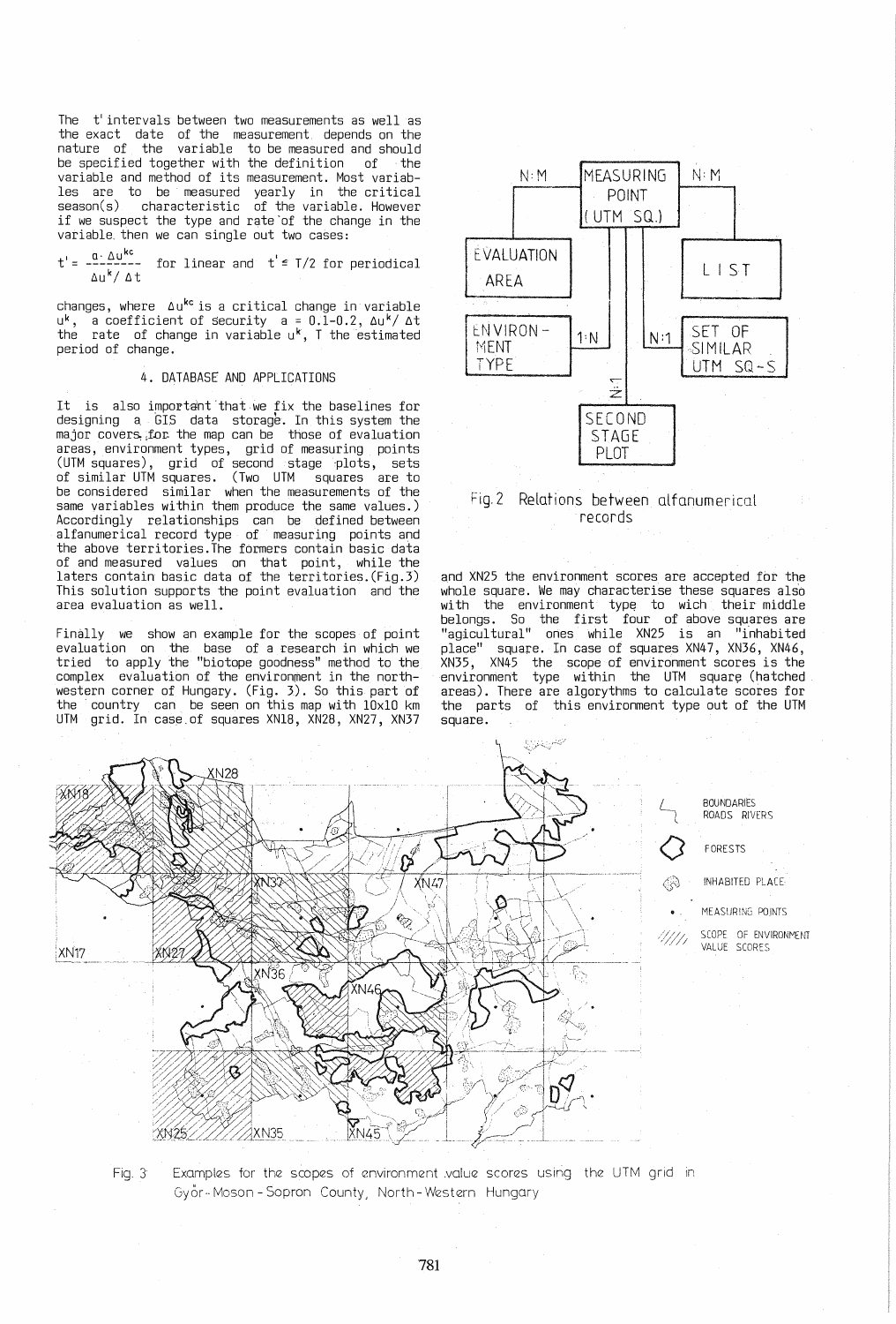The t' intervals between two measurements as well as the exact date of the measurement depends on the nature of the variable to be measured and should be specified together with the definition of the variable and method of its measurement. Most variables are to be measured yearly in the critical season(s) characteristic of the variable. However if we suspect the type and rate of the change in the variable, then we can single out two cases:

$$t' = \frac{a \cdot \Delta u^{kc}}{\Delta u^{k} / \Delta t} \quad \text{for linear and} \quad t' \leq T/2 \quad \text{for periodical}$$

changes, where $\Delta u^{kc}$ is a critical change in variable $u^k$, a coefficient of security $a = 0.1$-$0.2$, $\Delta u^k / \Delta t$ the rate of change in variable $u^k$, T the estimated period of change.

## 4. DATABASE AND APPLICATIONS

It is also important that we fix the baselines for designing a GIS data storage. In this system the major covers for the map can be those of evaluation areas, environment types, grid of measuring points (UTM squares), grid of second stage plots, sets of similar UTM squares. (Two UTM squares are to be considered similar when the measurements of the same variables within them produce the same values.) Accordingly relationships can be defined between alfanumerical record type of measuring points and the above territories. The formers contain basic data of and measured values on that point, while the laters contain basic data of the territories. (Fig. 3) This solution supports the point evaluation and the area evaluation as well.

Finally we show an example for the scopes of point evaluation on the base of a research in which we tried to apply the "biotope goodness" method to the complex evaluation of the environment in the north-western corner of Hungary. (Fig. 3). So this part of the country can be seen on this map with 10x10 km UTM grid. In case of squares XN18, XN28, XN27, XN37 and XN25 the environment scores are accepted for the whole square. We may characterise these squares also with the environment type to wich their middle belongs. So the first four of above squares are "agicultural" ones while XN25 is an "inhabited place" square. In case of squares XN47, XN36, XN46, XN35, XN45 the scope of environment scores is the environment type within the UTM square (hatched areas). There are algorythms to calculate scores for the parts of this environment type out of the UTM square.

Fig. 2 Relations between alfanumerical records

Fig. 3 Examples for the scopes of environment value scores using the UTM grid in Győr-Moson-Sopron County, North-Western Hungary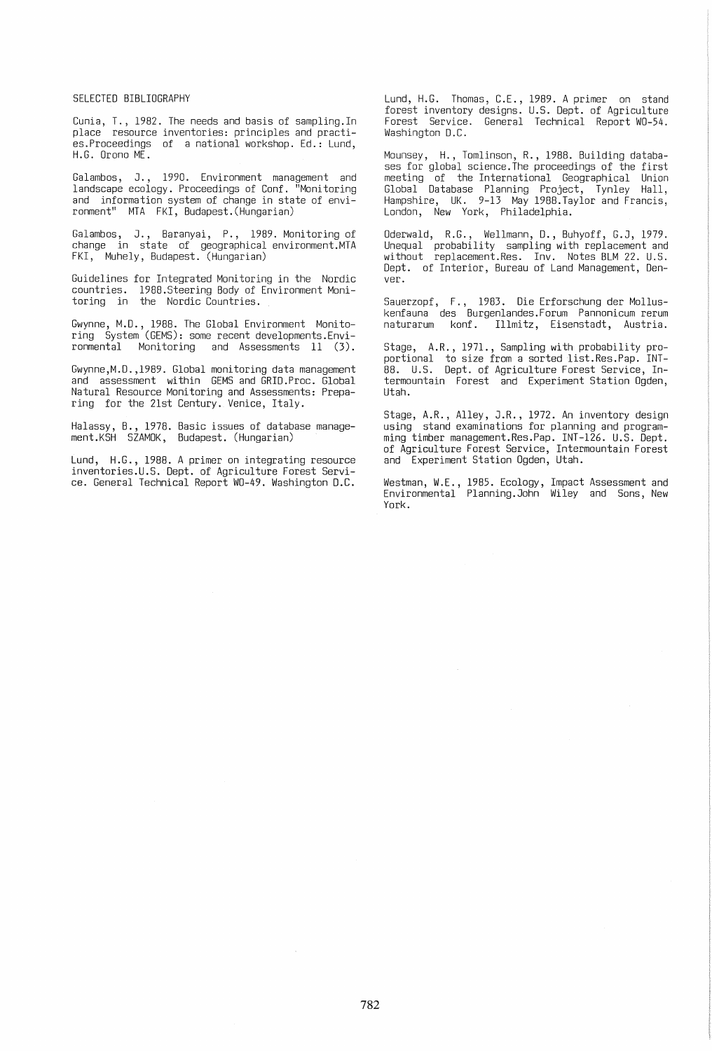## SELECTED BIBLIOGRAPHY

Cunia, T., 1982. The needs and basis of sampling.In place resource inventories: principles and practies.Proceedings of a national workshop. Ed.: Lund, H.G. Orono ME.

Galambos, J., 1990. Environment management and landscape ecology. Proceedings of Conf. "Monitoring and information system of change in state of environment" MTA FKI, Budapest.(Hungarian)

Galambos, J., Baranyai, P., 1989. Monitoring of change in state of geographical environment.MTA FKI, Muhely, Budapest. (Hungarian)

Guidelines for Integrated Monitoring in the Nordic countries. 1988.Steering Body of Environment Monitoring in the Nordic Countries.

Gwynne, M.D., 1988. The Global Environment Monitoring System (GEMS): some recent developments.Environmental Monitoring and Assessments 11 (3).

Gwynne,M.D.,1989. Global monitoring data management and assessment within GEMS and GRID.Proc. Global Natural Resource Monitoring and Assessments: Preparing for the 21st Century. Venice, Italy.

Halassy, B., 1978. Basic issues of database management.KSH SZAMOK, Budapest. (Hungarian)

Lund, H.G., 1988. A primer on integrating resource inventories.U.S. Dept. of Agriculture Forest Service. General Technical Report WO-49. Washington D.C.

Lund, H.G. Thomas, C.E., 1989. A primer on stand forest inventory designs. U.S. Dept. of Agriculture Forest Service. General Technical Report WO-54. Washington D.C.

Mounsey, H., Tomlinson, R., 1988. Building databases for global science.The proceedings of the first meeting of the International Geographical Union Global Database Planning Project, Tynley Hall, Hampshire, UK. 9-13 May 1988.Taylor and Francis, London, New York, Philadelphia.

Oderwald, R.G., Wellmann, D., Buhyoff, G.J, 1979. Unequal probability sampling with replacement and without replacement.Res. Inv. Notes BLM 22. U.S. Dept. of Interior, Bureau of Land Management, Denver.

Sauerzopf, F., 1983. Die Erforschung der Molluskenfauna des Burgenlandes.Forum Pannonicum rerum naturarum konf. Illmitz, Eisenstadt, Austria.

Stage, A.R., 1971., Sampling with probability proportional to size from a sorted list.Res.Pap. INT-88. U.S. Dept. of Agriculture Forest Service, Intermountain Forest and Experiment Station Ogden, Utah.

Stage, A.R., Alley, J.R., 1972. An inventory design using stand examinations for planning and programming timber management.Res.Pap. INT-126. U.S. Dept. of Agriculture Forest Service, Intermountain Forest and Experiment Station Ogden, Utah.

Westman, W.E., 1985. Ecology, Impact Assessment and Environmental Planning.John Wiley and Sons, New York.